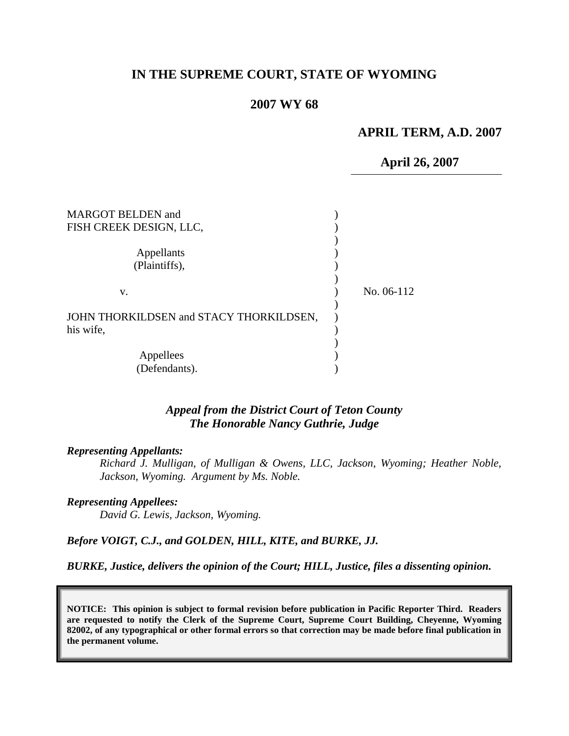# IN THE SUPREME COURT, STATE OF WYOMING

## 2007 WY 68

**APRIL TERM, A.D. 2007**

**April 26, 2007**

MARGOT BELDEN and FISH CREEK DESIGN, LLC,

Appellants (Plaintiffs),

v.

JOHN THORKILDSEN and STACY THORKILDSEN, his wife,

Appellees (Defendants).

No. 06-112

*Appeal from the District Court of Teton County*
*The Honorable Nancy Guthrie, Judge*

***Representing Appellants:***

*Richard J. Mulligan, of Mulligan & Owens, LLC, Jackson, Wyoming; Heather Noble, Jackson, Wyoming. Argument by Ms. Noble.*

***Representing Appellees:***

*David G. Lewis, Jackson, Wyoming.*

***Before VOIGT, C.J., and GOLDEN, HILL, KITE, and BURKE, JJ.***

***BURKE, Justice, delivers the opinion of the Court; HILL, Justice, files a dissenting opinion.***

**NOTICE: This opinion is subject to formal revision before publication in Pacific Reporter Third. Readers are requested to notify the Clerk of the Supreme Court, Supreme Court Building, Cheyenne, Wyoming 82002, of any typographical or other formal errors so that correction may be made before final publication in the permanent volume.**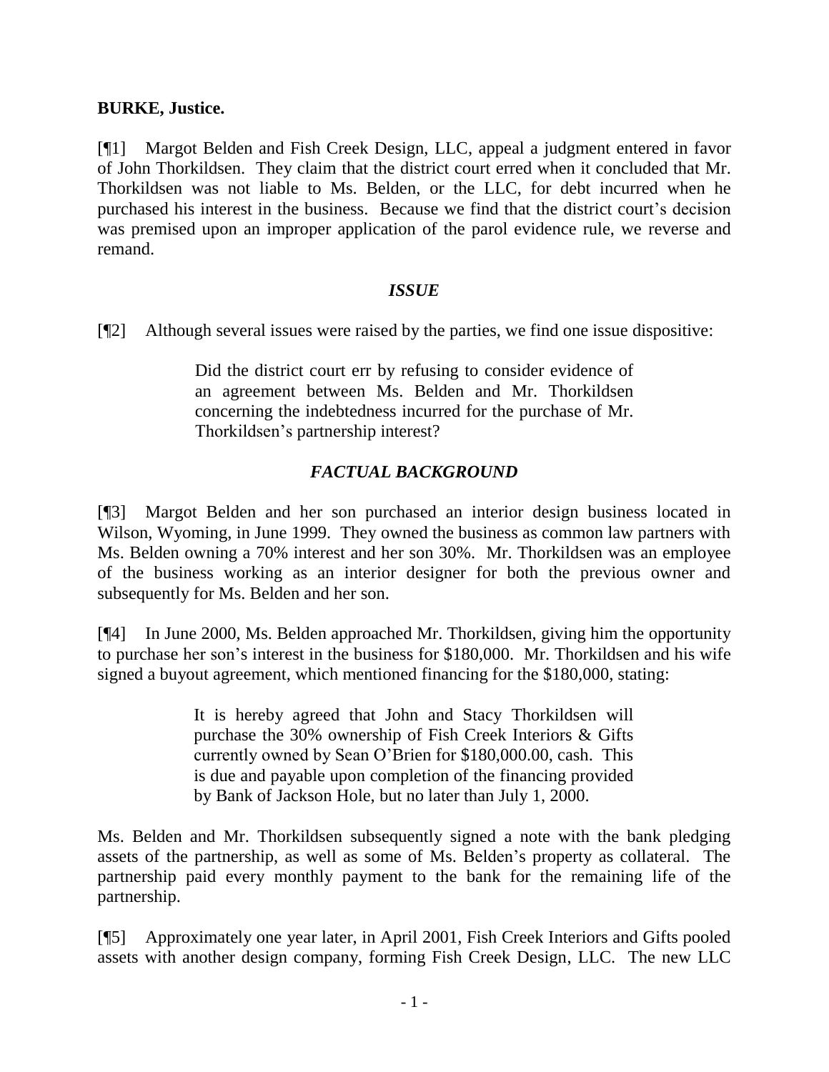**BURKE, Justice.**

[¶1] Margot Belden and Fish Creek Design, LLC, appeal a judgment entered in favor of John Thorkildsen. They claim that the district court erred when it concluded that Mr. Thorkildsen was not liable to Ms. Belden, or the LLC, for debt incurred when he purchased his interest in the business. Because we find that the district court's decision was premised upon an improper application of the parol evidence rule, we reverse and remand.

### *ISSUE*

[¶2] Although several issues were raised by the parties, we find one issue dispositive:

> Did the district court err by refusing to consider evidence of an agreement between Ms. Belden and Mr. Thorkildsen concerning the indebtedness incurred for the purchase of Mr. Thorkildsen's partnership interest?

### *FACTUAL BACKGROUND*

[¶3] Margot Belden and her son purchased an interior design business located in Wilson, Wyoming, in June 1999. They owned the business as common law partners with Ms. Belden owning a 70% interest and her son 30%. Mr. Thorkildsen was an employee of the business working as an interior designer for both the previous owner and subsequently for Ms. Belden and her son.

[¶4] In June 2000, Ms. Belden approached Mr. Thorkildsen, giving him the opportunity to purchase her son's interest in the business for $180,000. Mr. Thorkildsen and his wife signed a buyout agreement, which mentioned financing for the $180,000, stating:

> It is hereby agreed that John and Stacy Thorkildsen will purchase the 30% ownership of Fish Creek Interiors & Gifts currently owned by Sean O'Brien for $180,000.00, cash. This is due and payable upon completion of the financing provided by Bank of Jackson Hole, but no later than July 1, 2000.

Ms. Belden and Mr. Thorkildsen subsequently signed a note with the bank pledging assets of the partnership, as well as some of Ms. Belden's property as collateral. The partnership paid every monthly payment to the bank for the remaining life of the partnership.

[¶5] Approximately one year later, in April 2001, Fish Creek Interiors and Gifts pooled assets with another design company, forming Fish Creek Design, LLC. The new LLC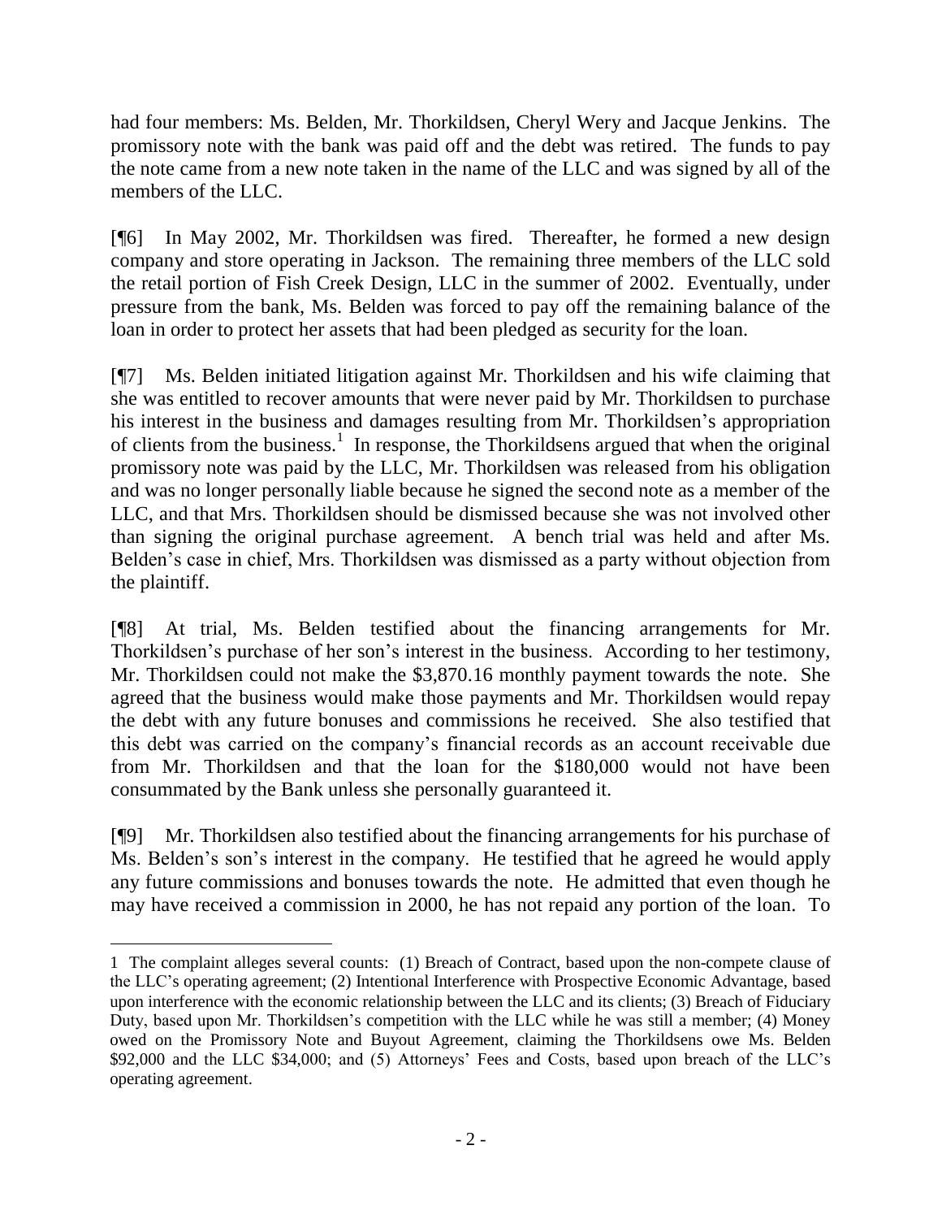had four members: Ms. Belden, Mr. Thorkildsen, Cheryl Wery and Jacque Jenkins. The promissory note with the bank was paid off and the debt was retired. The funds to pay the note came from a new note taken in the name of the LLC and was signed by all of the members of the LLC.

[¶6] In May 2002, Mr. Thorkildsen was fired. Thereafter, he formed a new design company and store operating in Jackson. The remaining three members of the LLC sold the retail portion of Fish Creek Design, LLC in the summer of 2002. Eventually, under pressure from the bank, Ms. Belden was forced to pay off the remaining balance of the loan in order to protect her assets that had been pledged as security for the loan.

[¶7] Ms. Belden initiated litigation against Mr. Thorkildsen and his wife claiming that she was entitled to recover amounts that were never paid by Mr. Thorkildsen to purchase his interest in the business and damages resulting from Mr. Thorkildsen's appropriation of clients from the business.[1] In response, the Thorkildsens argued that when the original promissory note was paid by the LLC, Mr. Thorkildsen was released from his obligation and was no longer personally liable because he signed the second note as a member of the LLC, and that Mrs. Thorkildsen should be dismissed because she was not involved other than signing the original purchase agreement. A bench trial was held and after Ms. Belden's case in chief, Mrs. Thorkildsen was dismissed as a party without objection from the plaintiff.

[¶8] At trial, Ms. Belden testified about the financing arrangements for Mr. Thorkildsen's purchase of her son's interest in the business. According to her testimony, Mr. Thorkildsen could not make the $3,870.16 monthly payment towards the note. She agreed that the business would make those payments and Mr. Thorkildsen would repay the debt with any future bonuses and commissions he received. She also testified that this debt was carried on the company's financial records as an account receivable due from Mr. Thorkildsen and that the loan for the $180,000 would not have been consummated by the Bank unless she personally guaranteed it.

[¶9] Mr. Thorkildsen also testified about the financing arrangements for his purchase of Ms. Belden's son's interest in the company. He testified that he agreed he would apply any future commissions and bonuses towards the note. He admitted that even though he may have received a commission in 2000, he has not repaid any portion of the loan. To

---

[1] The complaint alleges several counts: (1) Breach of Contract, based upon the non-compete clause of the LLC's operating agreement; (2) Intentional Interference with Prospective Economic Advantage, based upon interference with the economic relationship between the LLC and its clients; (3) Breach of Fiduciary Duty, based upon Mr. Thorkildsen's competition with the LLC while he was still a member; (4) Money owed on the Promissory Note and Buyout Agreement, claiming the Thorkildsens owe Ms. Belden $92,000 and the LLC $34,000; and (5) Attorneys' Fees and Costs, based upon breach of the LLC's operating agreement.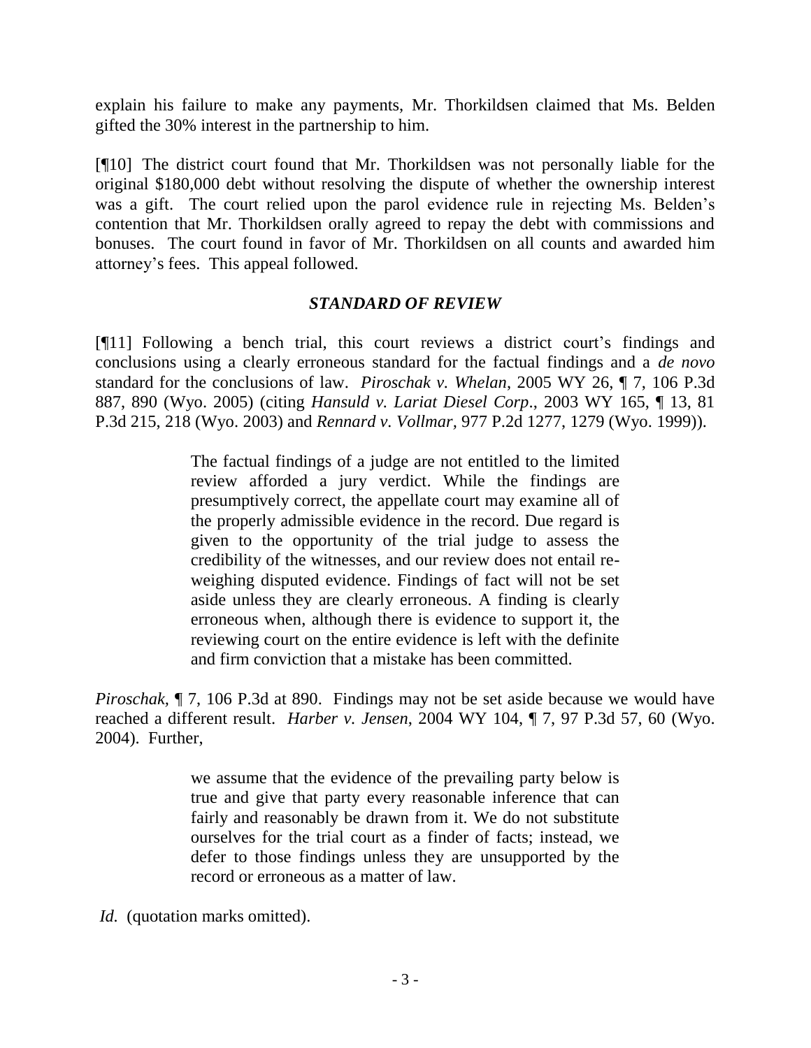explain his failure to make any payments, Mr. Thorkildsen claimed that Ms. Belden gifted the 30% interest in the partnership to him.

[¶10] The district court found that Mr. Thorkildsen was not personally liable for the original $180,000 debt without resolving the dispute of whether the ownership interest was a gift. The court relied upon the parol evidence rule in rejecting Ms. Belden's contention that Mr. Thorkildsen orally agreed to repay the debt with commissions and bonuses. The court found in favor of Mr. Thorkildsen on all counts and awarded him attorney's fees. This appeal followed.

### *STANDARD OF REVIEW*

[¶11] Following a bench trial, this court reviews a district court's findings and conclusions using a clearly erroneous standard for the factual findings and a *de novo* standard for the conclusions of law. *Piroschak v. Whelan*, 2005 WY 26, ¶ 7, 106 P.3d 887, 890 (Wyo. 2005) (citing *Hansuld v. Lariat Diesel Corp*., 2003 WY 165, ¶ 13, 81 P.3d 215, 218 (Wyo. 2003) and *Rennard v. Vollmar*, 977 P.2d 1277, 1279 (Wyo. 1999)).

> The factual findings of a judge are not entitled to the limited review afforded a jury verdict. While the findings are presumptively correct, the appellate court may examine all of the properly admissible evidence in the record. Due regard is given to the opportunity of the trial judge to assess the credibility of the witnesses, and our review does not entail re-weighing disputed evidence. Findings of fact will not be set aside unless they are clearly erroneous. A finding is clearly erroneous when, although there is evidence to support it, the reviewing court on the entire evidence is left with the definite and firm conviction that a mistake has been committed.

*Piroschak*, ¶ 7, 106 P.3d at 890. Findings may not be set aside because we would have reached a different result. *Harber v. Jensen*, 2004 WY 104, ¶ 7, 97 P.3d 57, 60 (Wyo. 2004). Further,

> we assume that the evidence of the prevailing party below is true and give that party every reasonable inference that can fairly and reasonably be drawn from it. We do not substitute ourselves for the trial court as a finder of facts; instead, we defer to those findings unless they are unsupported by the record or erroneous as a matter of law.

*Id.* (quotation marks omitted).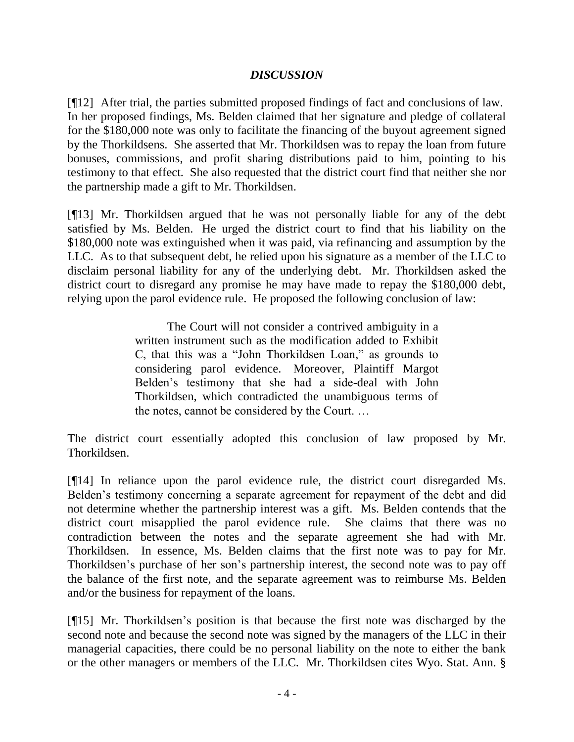## *DISCUSSION*

[¶12] After trial, the parties submitted proposed findings of fact and conclusions of law. In her proposed findings, Ms. Belden claimed that her signature and pledge of collateral for the $180,000 note was only to facilitate the financing of the buyout agreement signed by the Thorkildsens. She asserted that Mr. Thorkildsen was to repay the loan from future bonuses, commissions, and profit sharing distributions paid to him, pointing to his testimony to that effect. She also requested that the district court find that neither she nor the partnership made a gift to Mr. Thorkildsen.

[¶13] Mr. Thorkildsen argued that he was not personally liable for any of the debt satisfied by Ms. Belden. He urged the district court to find that his liability on the $180,000 note was extinguished when it was paid, via refinancing and assumption by the LLC. As to that subsequent debt, he relied upon his signature as a member of the LLC to disclaim personal liability for any of the underlying debt. Mr. Thorkildsen asked the district court to disregard any promise he may have made to repay the $180,000 debt, relying upon the parol evidence rule. He proposed the following conclusion of law:

> The Court will not consider a contrived ambiguity in a written instrument such as the modification added to Exhibit C, that this was a "John Thorkildsen Loan," as grounds to considering parol evidence. Moreover, Plaintiff Margot Belden's testimony that she had a side-deal with John Thorkildsen, which contradicted the unambiguous terms of the notes, cannot be considered by the Court. …

The district court essentially adopted this conclusion of law proposed by Mr. Thorkildsen.

[¶14] In reliance upon the parol evidence rule, the district court disregarded Ms. Belden's testimony concerning a separate agreement for repayment of the debt and did not determine whether the partnership interest was a gift. Ms. Belden contends that the district court misapplied the parol evidence rule. She claims that there was no contradiction between the notes and the separate agreement she had with Mr. Thorkildsen. In essence, Ms. Belden claims that the first note was to pay for Mr. Thorkildsen's purchase of her son's partnership interest, the second note was to pay off the balance of the first note, and the separate agreement was to reimburse Ms. Belden and/or the business for repayment of the loans.

[¶15] Mr. Thorkildsen's position is that because the first note was discharged by the second note and because the second note was signed by the managers of the LLC in their managerial capacities, there could be no personal liability on the note to either the bank or the other managers or members of the LLC. Mr. Thorkildsen cites Wyo. Stat. Ann. §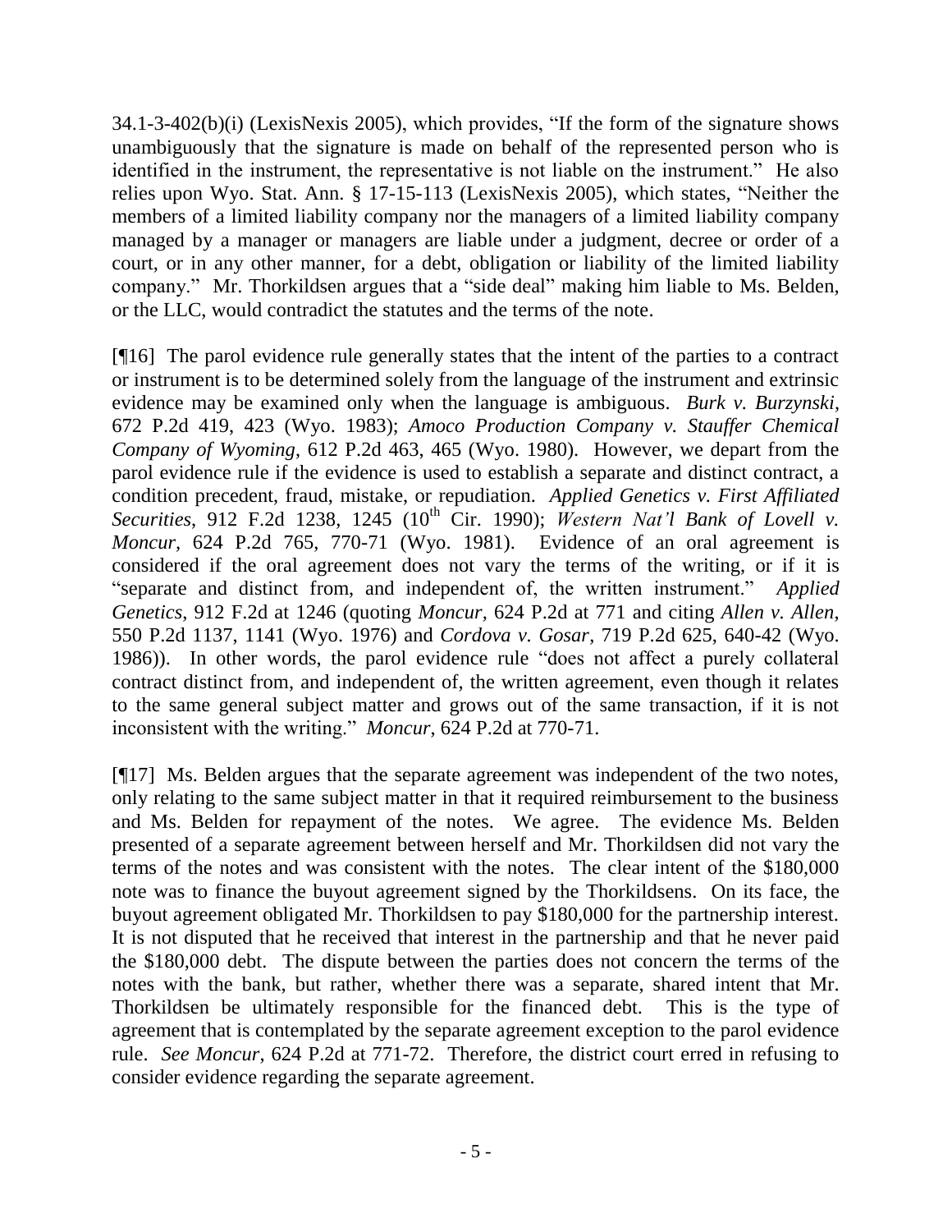34.1-3-402(b)(i) (LexisNexis 2005), which provides, "If the form of the signature shows unambiguously that the signature is made on behalf of the represented person who is identified in the instrument, the representative is not liable on the instrument." He also relies upon Wyo. Stat. Ann. § 17-15-113 (LexisNexis 2005), which states, "Neither the members of a limited liability company nor the managers of a limited liability company managed by a manager or managers are liable under a judgment, decree or order of a court, or in any other manner, for a debt, obligation or liability of the limited liability company." Mr. Thorkildsen argues that a "side deal" making him liable to Ms. Belden, or the LLC, would contradict the statutes and the terms of the note.

[¶16] The parol evidence rule generally states that the intent of the parties to a contract or instrument is to be determined solely from the language of the instrument and extrinsic evidence may be examined only when the language is ambiguous. *Burk v. Burzynski*, 672 P.2d 419, 423 (Wyo. 1983); *Amoco Production Company v. Stauffer Chemical Company of Wyoming*, 612 P.2d 463, 465 (Wyo. 1980). However, we depart from the parol evidence rule if the evidence is used to establish a separate and distinct contract, a condition precedent, fraud, mistake, or repudiation. *Applied Genetics v. First Affiliated Securities*, 912 F.2d 1238, 1245 (10th Cir. 1990); *Western Nat'l Bank of Lovell v. Moncur*, 624 P.2d 765, 770-71 (Wyo. 1981). Evidence of an oral agreement is considered if the oral agreement does not vary the terms of the writing, or if it is "separate and distinct from, and independent of, the written instrument." *Applied Genetics*, 912 F.2d at 1246 (quoting *Moncur*, 624 P.2d at 771 and citing *Allen v. Allen*, 550 P.2d 1137, 1141 (Wyo. 1976) and *Cordova v. Gosar*, 719 P.2d 625, 640-42 (Wyo. 1986)). In other words, the parol evidence rule "does not affect a purely collateral contract distinct from, and independent of, the written agreement, even though it relates to the same general subject matter and grows out of the same transaction, if it is not inconsistent with the writing." *Moncur*, 624 P.2d at 770-71.

[¶17] Ms. Belden argues that the separate agreement was independent of the two notes, only relating to the same subject matter in that it required reimbursement to the business and Ms. Belden for repayment of the notes. We agree. The evidence Ms. Belden presented of a separate agreement between herself and Mr. Thorkildsen did not vary the terms of the notes and was consistent with the notes. The clear intent of the $180,000 note was to finance the buyout agreement signed by the Thorkildsens. On its face, the buyout agreement obligated Mr. Thorkildsen to pay $180,000 for the partnership interest. It is not disputed that he received that interest in the partnership and that he never paid the $180,000 debt. The dispute between the parties does not concern the terms of the notes with the bank, but rather, whether there was a separate, shared intent that Mr. Thorkildsen be ultimately responsible for the financed debt. This is the type of agreement that is contemplated by the separate agreement exception to the parol evidence rule. *See Moncur*, 624 P.2d at 771-72. Therefore, the district court erred in refusing to consider evidence regarding the separate agreement.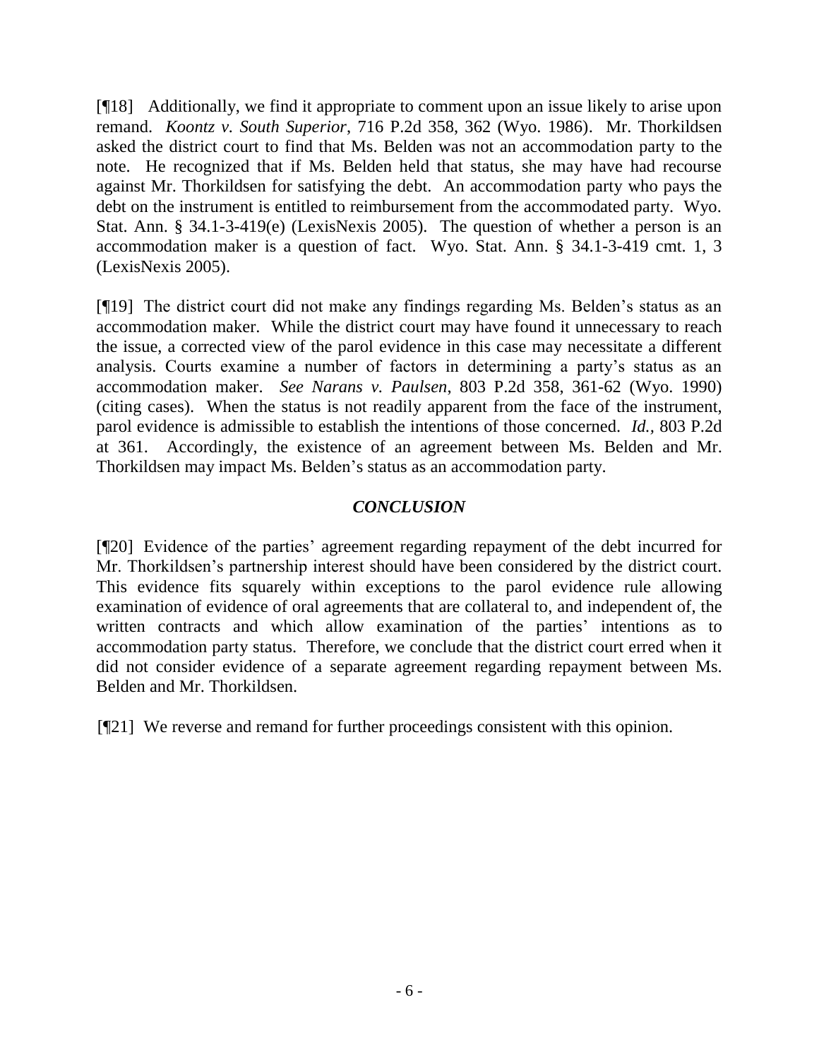[¶18] Additionally, we find it appropriate to comment upon an issue likely to arise upon remand. *Koontz v. South Superior*, 716 P.2d 358, 362 (Wyo. 1986). Mr. Thorkildsen asked the district court to find that Ms. Belden was not an accommodation party to the note. He recognized that if Ms. Belden held that status, she may have had recourse against Mr. Thorkildsen for satisfying the debt. An accommodation party who pays the debt on the instrument is entitled to reimbursement from the accommodated party. Wyo. Stat. Ann. § 34.1-3-419(e) (LexisNexis 2005). The question of whether a person is an accommodation maker is a question of fact. Wyo. Stat. Ann. § 34.1-3-419 cmt. 1, 3 (LexisNexis 2005).

[¶19] The district court did not make any findings regarding Ms. Belden's status as an accommodation maker. While the district court may have found it unnecessary to reach the issue, a corrected view of the parol evidence in this case may necessitate a different analysis. Courts examine a number of factors in determining a party's status as an accommodation maker. *See Narans v. Paulsen*, 803 P.2d 358, 361-62 (Wyo. 1990) (citing cases). When the status is not readily apparent from the face of the instrument, parol evidence is admissible to establish the intentions of those concerned. *Id.*, 803 P.2d at 361. Accordingly, the existence of an agreement between Ms. Belden and Mr. Thorkildsen may impact Ms. Belden's status as an accommodation party.

## *CONCLUSION*

[¶20] Evidence of the parties' agreement regarding repayment of the debt incurred for Mr. Thorkildsen's partnership interest should have been considered by the district court. This evidence fits squarely within exceptions to the parol evidence rule allowing examination of evidence of oral agreements that are collateral to, and independent of, the written contracts and which allow examination of the parties' intentions as to accommodation party status. Therefore, we conclude that the district court erred when it did not consider evidence of a separate agreement regarding repayment between Ms. Belden and Mr. Thorkildsen.

[¶21] We reverse and remand for further proceedings consistent with this opinion.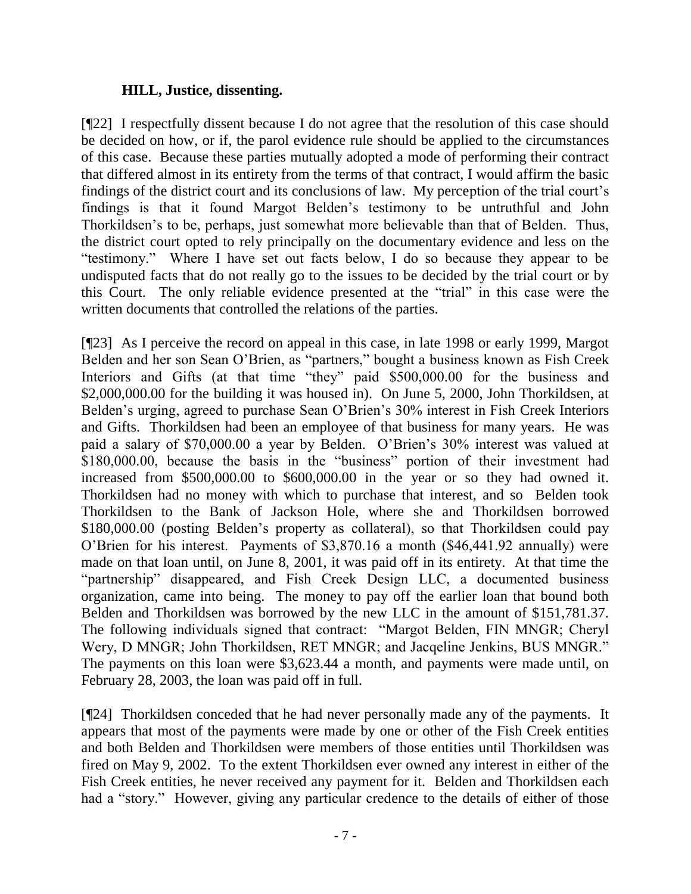**HILL, Justice, dissenting.**

[¶22] I respectfully dissent because I do not agree that the resolution of this case should be decided on how, or if, the parol evidence rule should be applied to the circumstances of this case. Because these parties mutually adopted a mode of performing their contract that differed almost in its entirety from the terms of that contract, I would affirm the basic findings of the district court and its conclusions of law. My perception of the trial court's findings is that it found Margot Belden's testimony to be untruthful and John Thorkildsen's to be, perhaps, just somewhat more believable than that of Belden. Thus, the district court opted to rely principally on the documentary evidence and less on the "testimony." Where I have set out facts below, I do so because they appear to be undisputed facts that do not really go to the issues to be decided by the trial court or by this Court. The only reliable evidence presented at the "trial" in this case were the written documents that controlled the relations of the parties.

[¶23] As I perceive the record on appeal in this case, in late 1998 or early 1999, Margot Belden and her son Sean O'Brien, as "partners," bought a business known as Fish Creek Interiors and Gifts (at that time "they" paid $500,000.00 for the business and $2,000,000.00 for the building it was housed in). On June 5, 2000, John Thorkildsen, at Belden's urging, agreed to purchase Sean O'Brien's 30% interest in Fish Creek Interiors and Gifts. Thorkildsen had been an employee of that business for many years. He was paid a salary of $70,000.00 a year by Belden. O'Brien's 30% interest was valued at $180,000.00, because the basis in the "business" portion of their investment had increased from $500,000.00 to $600,000.00 in the year or so they had owned it. Thorkildsen had no money with which to purchase that interest, and so Belden took Thorkildsen to the Bank of Jackson Hole, where she and Thorkildsen borrowed $180,000.00 (posting Belden's property as collateral), so that Thorkildsen could pay O'Brien for his interest. Payments of $3,870.16 a month ($46,441.92 annually) were made on that loan until, on June 8, 2001, it was paid off in its entirety. At that time the "partnership" disappeared, and Fish Creek Design LLC, a documented business organization, came into being. The money to pay off the earlier loan that bound both Belden and Thorkildsen was borrowed by the new LLC in the amount of $151,781.37. The following individuals signed that contract: "Margot Belden, FIN MNGR; Cheryl Wery, D MNGR; John Thorkildsen, RET MNGR; and Jacqeline Jenkins, BUS MNGR." The payments on this loan were $3,623.44 a month, and payments were made until, on February 28, 2003, the loan was paid off in full.

[¶24] Thorkildsen conceded that he had never personally made any of the payments. It appears that most of the payments were made by one or other of the Fish Creek entities and both Belden and Thorkildsen were members of those entities until Thorkildsen was fired on May 9, 2002. To the extent Thorkildsen ever owned any interest in either of the Fish Creek entities, he never received any payment for it. Belden and Thorkildsen each had a "story." However, giving any particular credence to the details of either of those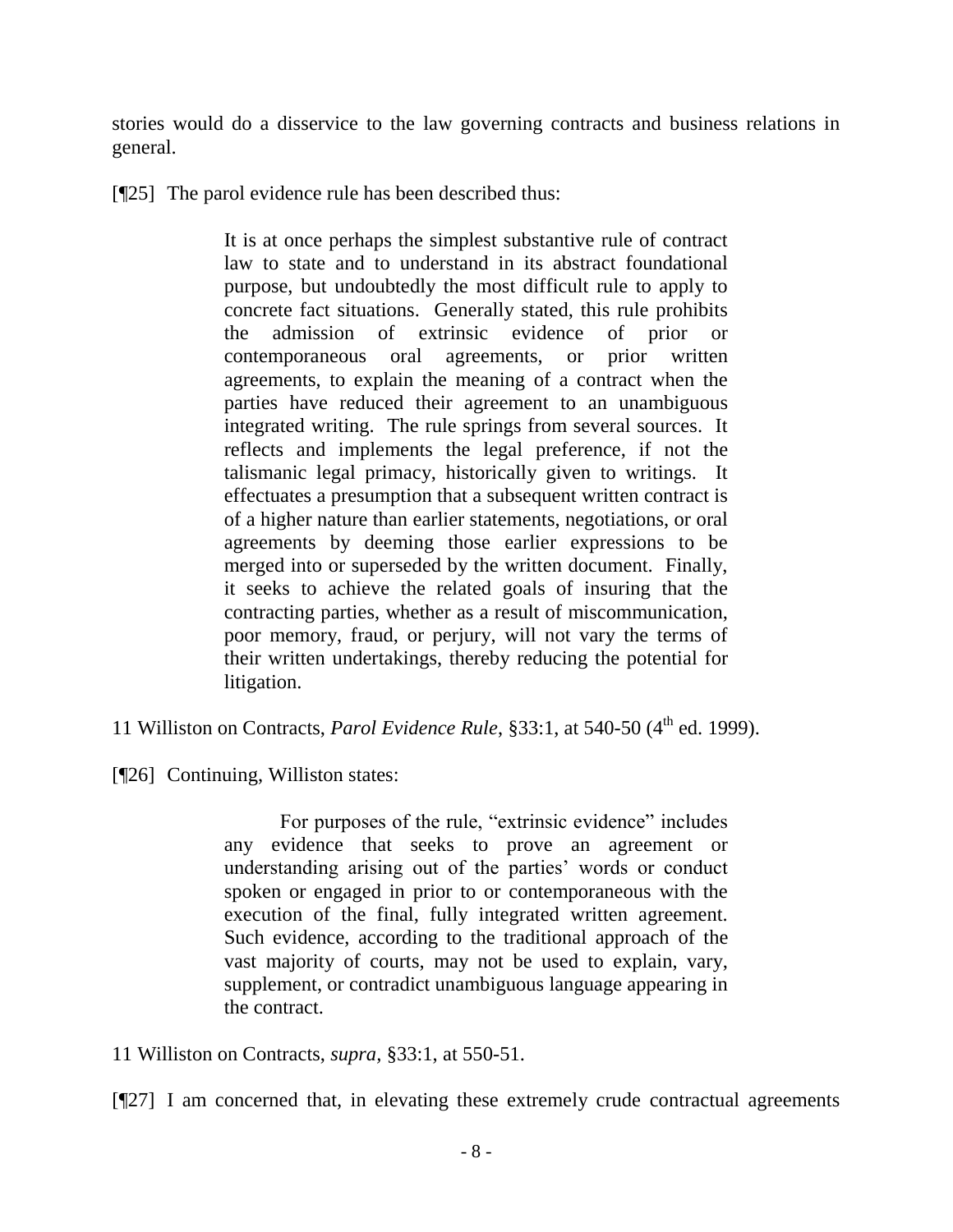stories would do a disservice to the law governing contracts and business relations in general.

[¶25] The parol evidence rule has been described thus:

> It is at once perhaps the simplest substantive rule of contract law to state and to understand in its abstract foundational purpose, but undoubtedly the most difficult rule to apply to concrete fact situations. Generally stated, this rule prohibits the admission of extrinsic evidence of prior or contemporaneous oral agreements, or prior written agreements, to explain the meaning of a contract when the parties have reduced their agreement to an unambiguous integrated writing. The rule springs from several sources. It reflects and implements the legal preference, if not the talismanic legal primacy, historically given to writings. It effectuates a presumption that a subsequent written contract is of a higher nature than earlier statements, negotiations, or oral agreements by deeming those earlier expressions to be merged into or superseded by the written document. Finally, it seeks to achieve the related goals of insuring that the contracting parties, whether as a result of miscommunication, poor memory, fraud, or perjury, will not vary the terms of their written undertakings, thereby reducing the potential for litigation.

11 Williston on Contracts, *Parol Evidence Rule*, §33:1, at 540-50 (4th ed. 1999).

[¶26] Continuing, Williston states:

> For purposes of the rule, "extrinsic evidence" includes any evidence that seeks to prove an agreement or understanding arising out of the parties' words or conduct spoken or engaged in prior to or contemporaneous with the execution of the final, fully integrated written agreement. Such evidence, according to the traditional approach of the vast majority of courts, may not be used to explain, vary, supplement, or contradict unambiguous language appearing in the contract.

11 Williston on Contracts, *supra*, §33:1, at 550-51.

[¶27] I am concerned that, in elevating these extremely crude contractual agreements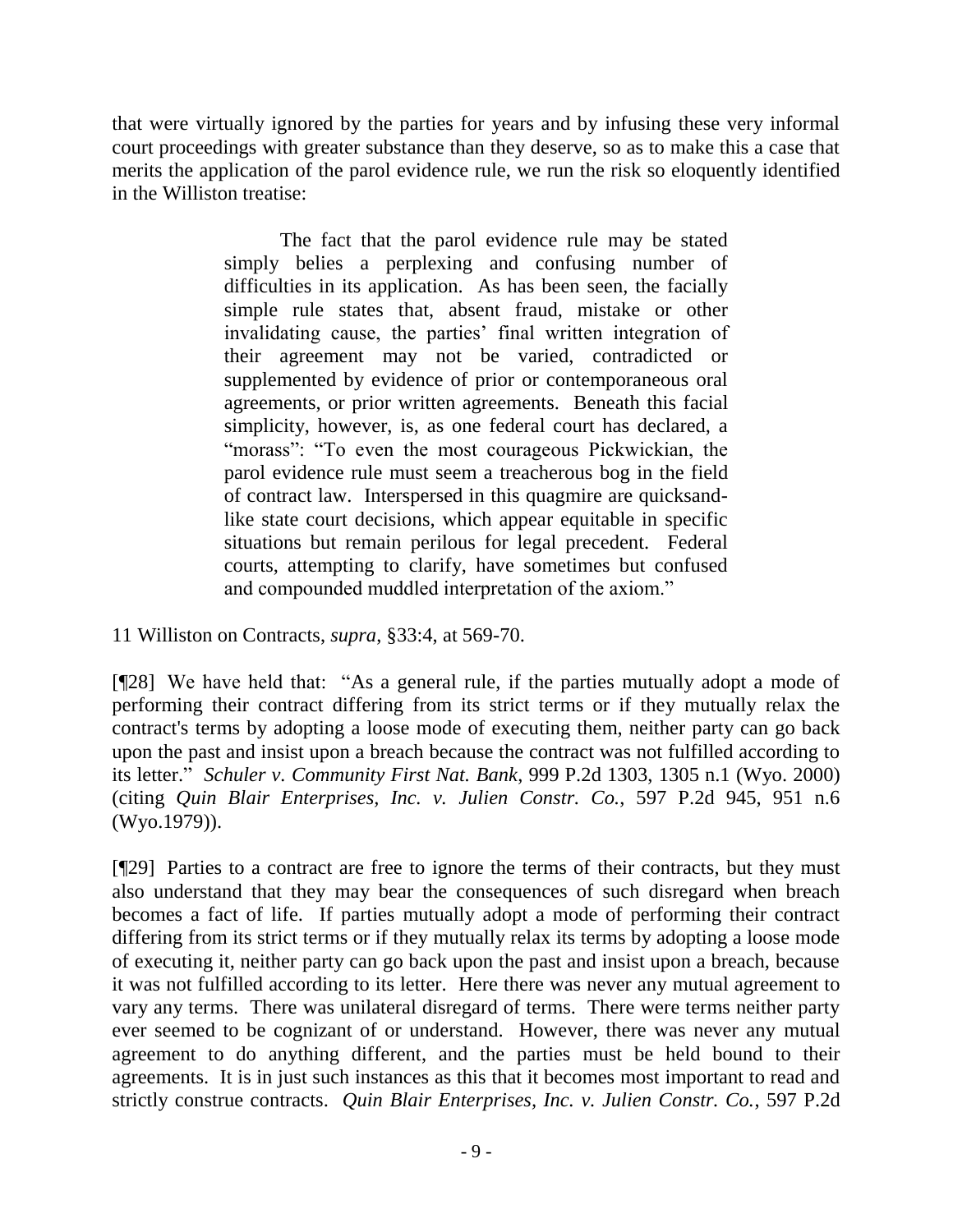that were virtually ignored by the parties for years and by infusing these very informal court proceedings with greater substance than they deserve, so as to make this a case that merits the application of the parol evidence rule, we run the risk so eloquently identified in the Williston treatise:

> The fact that the parol evidence rule may be stated simply belies a perplexing and confusing number of difficulties in its application. As has been seen, the facially simple rule states that, absent fraud, mistake or other invalidating cause, the parties' final written integration of their agreement may not be varied, contradicted or supplemented by evidence of prior or contemporaneous oral agreements, or prior written agreements. Beneath this facial simplicity, however, is, as one federal court has declared, a "morass": "To even the most courageous Pickwickian, the parol evidence rule must seem a treacherous bog in the field of contract law. Interspersed in this quagmire are quicksand-like state court decisions, which appear equitable in specific situations but remain perilous for legal precedent. Federal courts, attempting to clarify, have sometimes but confused and compounded muddled interpretation of the axiom."

11 Williston on Contracts, *supra*, §33:4, at 569-70.

[¶28] We have held that: "As a general rule, if the parties mutually adopt a mode of performing their contract differing from its strict terms or if they mutually relax the contract's terms by adopting a loose mode of executing them, neither party can go back upon the past and insist upon a breach because the contract was not fulfilled according to its letter." *Schuler v. Community First Nat. Bank*, 999 P.2d 1303, 1305 n.1 (Wyo. 2000) (citing *Quin Blair Enterprises, Inc. v. Julien Constr. Co.*, 597 P.2d 945, 951 n.6 (Wyo.1979)).

[¶29] Parties to a contract are free to ignore the terms of their contracts, but they must also understand that they may bear the consequences of such disregard when breach becomes a fact of life. If parties mutually adopt a mode of performing their contract differing from its strict terms or if they mutually relax its terms by adopting a loose mode of executing it, neither party can go back upon the past and insist upon a breach, because it was not fulfilled according to its letter. Here there was never any mutual agreement to vary any terms. There was unilateral disregard of terms. There were terms neither party ever seemed to be cognizant of or understand. However, there was never any mutual agreement to do anything different, and the parties must be held bound to their agreements. It is in just such instances as this that it becomes most important to read and strictly construe contracts. *Quin Blair Enterprises, Inc. v. Julien Constr. Co.*, 597 P.2d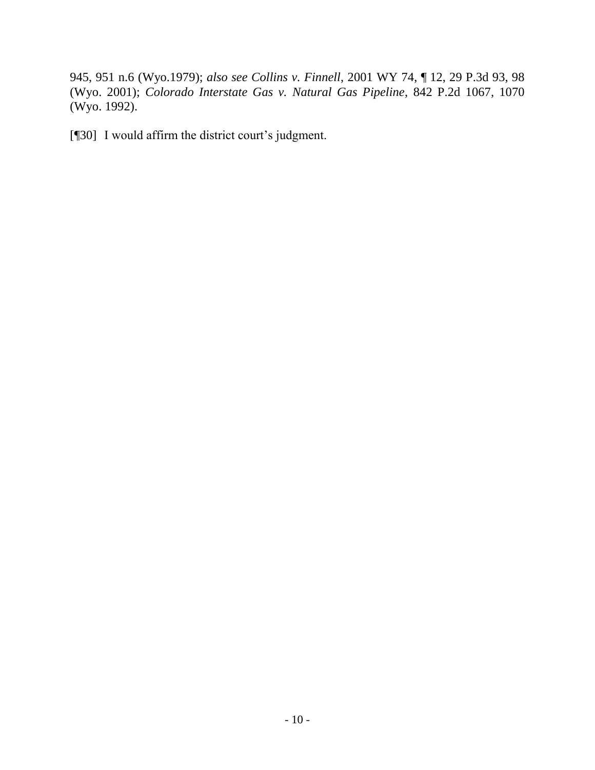945, 951 n.6 (Wyo.1979); *also see Collins v. Finnell*, 2001 WY 74, ¶ 12, 29 P.3d 93, 98 (Wyo. 2001); *Colorado Interstate Gas v. Natural Gas Pipeline*, 842 P.2d 1067, 1070 (Wyo. 1992).

[¶30] I would affirm the district court's judgment.